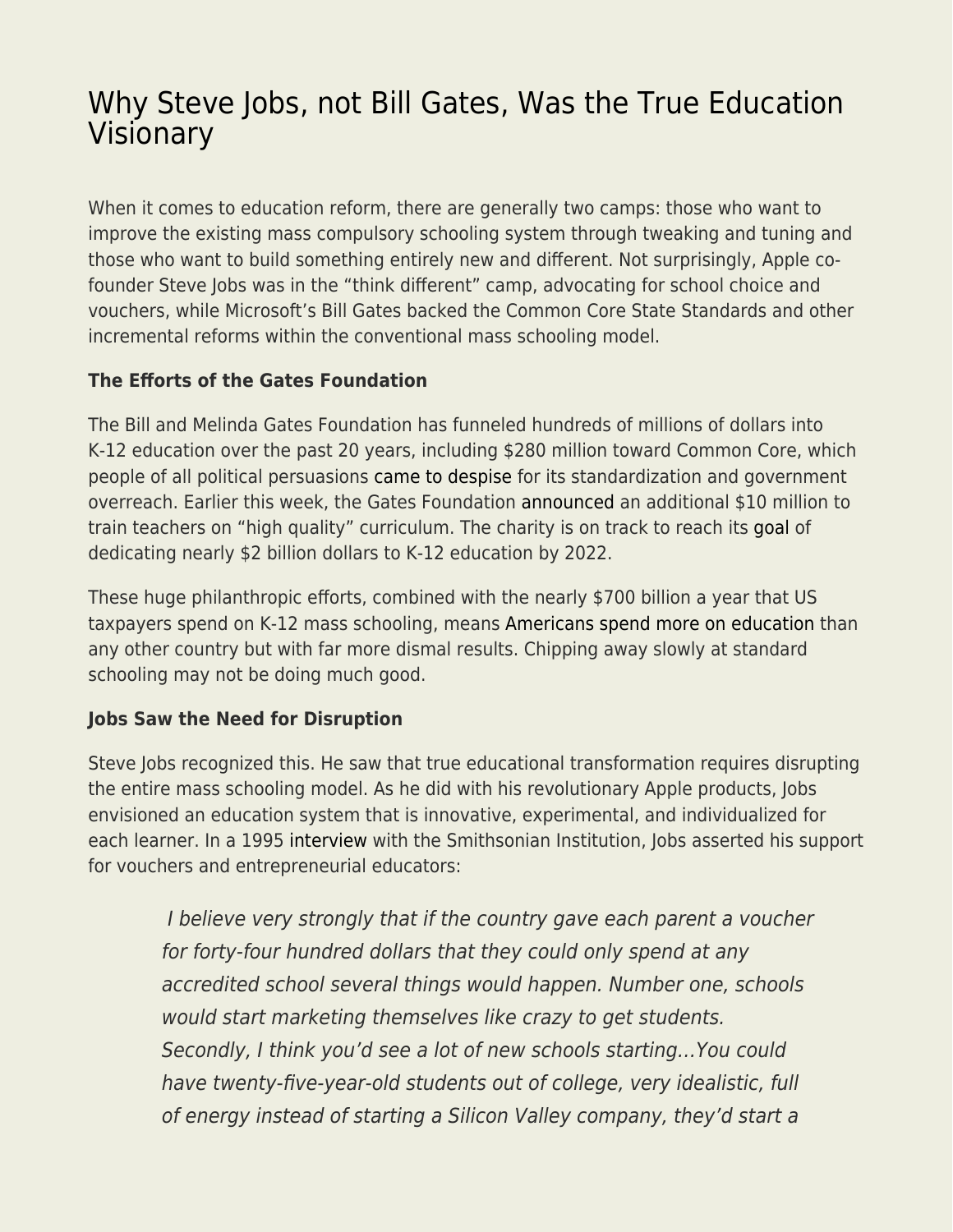# Why Steve Jobs, not Bill Gates, Was the True Education Visionary

When it comes to education reform, there are generally two camps: those who want to improve the existing mass compulsory schooling system through tweaking and tuning and those who want to build something entirely new and different. Not surprisingly, Apple co-founder Steve Jobs was in the "think different" camp, advocating for school choice and vouchers, while Microsoft's Bill Gates backed the Common Core State Standards and other incremental reforms within the conventional mass schooling model.

**The Efforts of the Gates Foundation**

The Bill and Melinda Gates Foundation has funneled hundreds of millions of dollars into K-12 education over the past 20 years, including $280 million toward Common Core, which people of all political persuasions came to despise for its standardization and government overreach. Earlier this week, the Gates Foundation announced an additional $10 million to train teachers on "high quality" curriculum. The charity is on track to reach its goal of dedicating nearly $2 billion dollars to K-12 education by 2022.

These huge philanthropic efforts, combined with the nearly $700 billion a year that US taxpayers spend on K-12 mass schooling, means Americans spend more on education than any other country but with far more dismal results. Chipping away slowly at standard schooling may not be doing much good.

**Jobs Saw the Need for Disruption**

Steve Jobs recognized this. He saw that true educational transformation requires disrupting the entire mass schooling model. As he did with his revolutionary Apple products, Jobs envisioned an education system that is innovative, experimental, and individualized for each learner. In a 1995 interview with the Smithsonian Institution, Jobs asserted his support for vouchers and entrepreneurial educators:

> *I believe very strongly that if the country gave each parent a voucher for forty-four hundred dollars that they could only spend at any accredited school several things would happen. Number one, schools would start marketing themselves like crazy to get students. Secondly, I think you'd see a lot of new schools starting…You could have twenty-five-year-old students out of college, very idealistic, full of energy instead of starting a Silicon Valley company, they'd start a*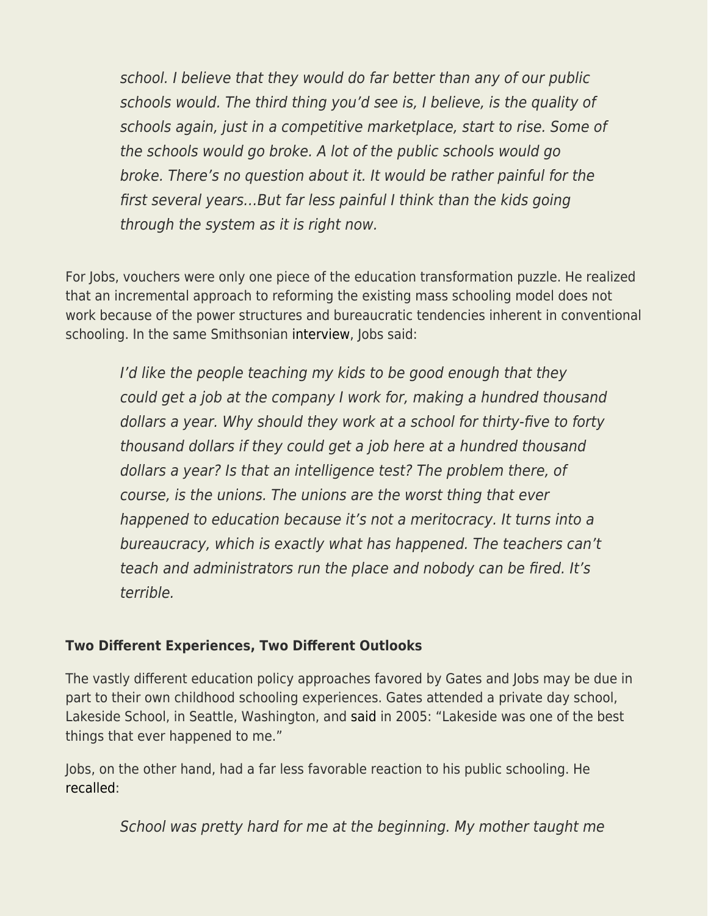> *school. I believe that they would do far better than any of our public schools would. The third thing you'd see is, I believe, is the quality of schools again, just in a competitive marketplace, start to rise. Some of the schools would go broke. A lot of the public schools would go broke. There's no question about it. It would be rather painful for the first several years…But far less painful I think than the kids going through the system as it is right now.*

For Jobs, vouchers were only one piece of the education transformation puzzle. He realized that an incremental approach to reforming the existing mass schooling model does not work because of the power structures and bureaucratic tendencies inherent in conventional schooling. In the same Smithsonian interview, Jobs said:

> *I'd like the people teaching my kids to be good enough that they could get a job at the company I work for, making a hundred thousand dollars a year. Why should they work at a school for thirty-five to forty thousand dollars if they could get a job here at a hundred thousand dollars a year? Is that an intelligence test? The problem there, of course, is the unions. The unions are the worst thing that ever happened to education because it's not a meritocracy. It turns into a bureaucracy, which is exactly what has happened. The teachers can't teach and administrators run the place and nobody can be fired. It's terrible.*

**Two Different Experiences, Two Different Outlooks**

The vastly different education policy approaches favored by Gates and Jobs may be due in part to their own childhood schooling experiences. Gates attended a private day school, Lakeside School, in Seattle, Washington, and said in 2005: "Lakeside was one of the best things that ever happened to me."

Jobs, on the other hand, had a far less favorable reaction to his public schooling. He recalled:

> *School was pretty hard for me at the beginning. My mother taught me*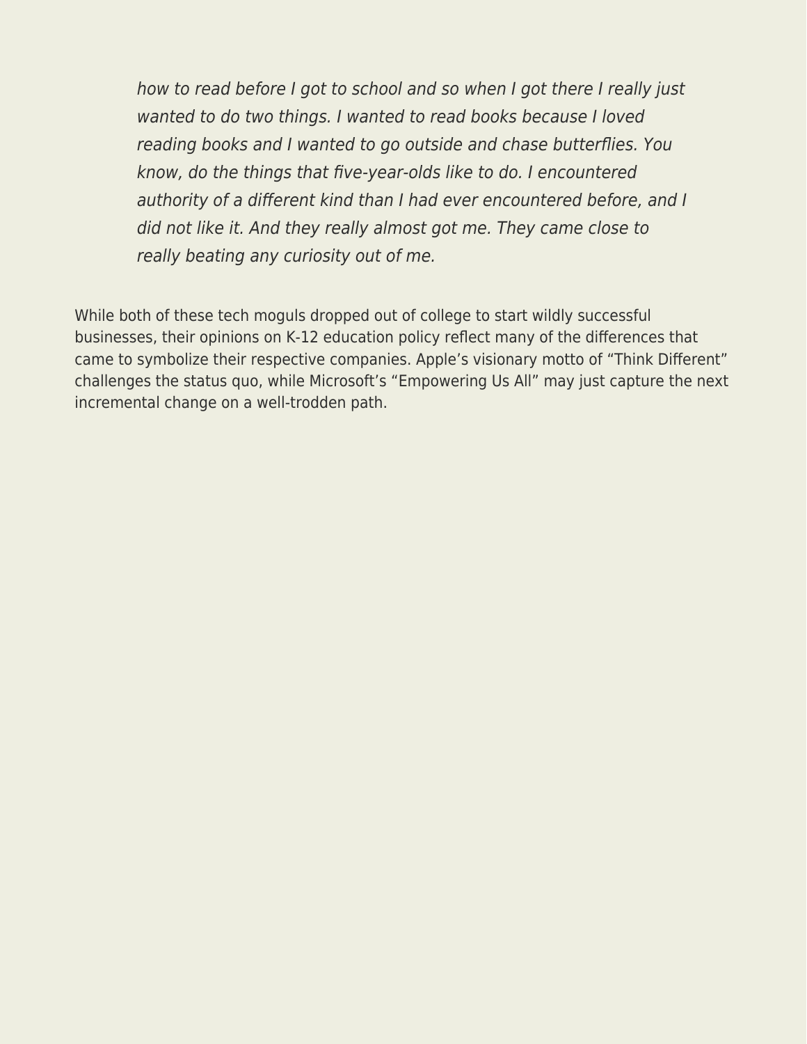> *how to read before I got to school and so when I got there I really just wanted to do two things. I wanted to read books because I loved reading books and I wanted to go outside and chase butterflies. You know, do the things that five-year-olds like to do. I encountered authority of a different kind than I had ever encountered before, and I did not like it. And they really almost got me. They came close to really beating any curiosity out of me.*

While both of these tech moguls dropped out of college to start wildly successful businesses, their opinions on K-12 education policy reflect many of the differences that came to symbolize their respective companies. Apple's visionary motto of "Think Different" challenges the status quo, while Microsoft's "Empowering Us All" may just capture the next incremental change on a well-trodden path.